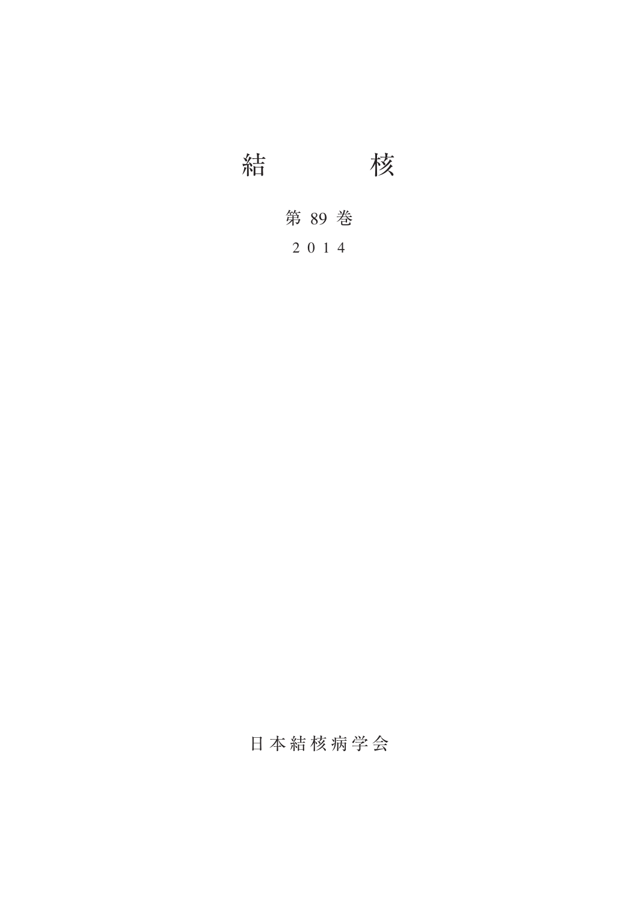# 結　　　核

第 89 巻

2 0 1 4

日本結核病学会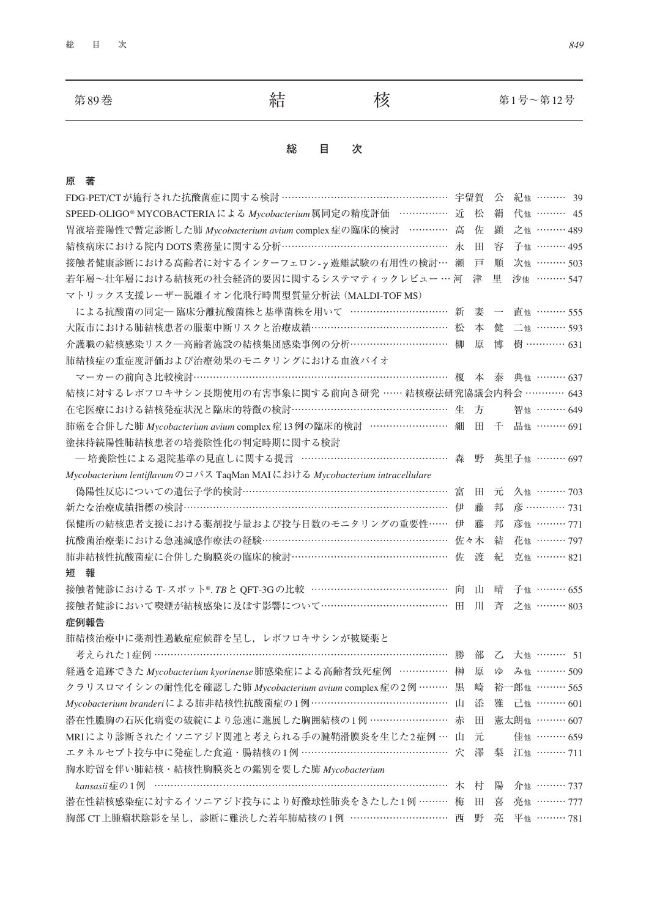| 第89巻 | 結　　　　核 | 第1号〜第12号 |
|---|---|---|

# 総　目　次

## 原　著

FDG-PET/CTが施行された抗酸菌症に関する検討 …………………………………………… 宇留賀　公　紀他 ……… 39

SPEED-OLIGO® MYCOBACTERIAによる *Mycobacterium*属同定の精度評価　…………… 近　松　絹　代他 ……… 45

胃液培養陽性で暫定診断した肺 *Mycobacterium avium* complex症の臨床的検討　………… 高　佐　顕　之他 ……… 489

結核病床における院内DOTS業務量に関する分析………………………………………… 永　田　容　子他 ……… 495

接触者健康診断における高齢者に対するインターフェロン-γ遊離試験の有用性の検討… 瀬　戸　順　次他 ……… 503

若年層〜壮年層における結核死の社会経済的要因に関するシステマティックレビュー … 河　津　里　沙他 ……… 547

マトリックス支援レーザー脱離イオン化飛行時間型質量分析法（MALDI-TOF MS）
　による抗酸菌の同定— 臨床分離抗酸菌株と基準菌株を用いて ………………………… 新　妻　一　直他 ……… 555

大阪市における肺結核患者の服薬中断リスクと治療成績………………………………… 松　本　健　二他 ……… 593

介護職の結核感染リスク—高齢者施設の結核集団感染事例の分析………………………… 柳　原　博　樹 ………… 631

肺結核症の重症度評価および治療効果のモニタリングにおける血液バイオ
　マーカーの前向き比較検討………………………………………………………………… 榎　本　泰　典他 ……… 637

結核に対するレボフロキサシン長期使用の有害事象に関する前向き研究 …… 結核療法研究協議会内科会 ………… 643

在宅医療における結核発症状況と臨床的特徴の検討……………………………………… 生　方　　　智他 ……… 649

肺癌を合併した肺 *Mycobacterium avium* complex症13例の臨床的検討 …………………… 細　田　千　晶他 ……… 691

塗抹持続陽性肺結核患者の培養陰性化の判定時期に関する検討
　— 培養陰性による退院基準の見直しに関する提言 ……………………………………… 森　野　英里子他 ……… 697

*Mycobacterium lentiflavum*のコバス TaqMan MAIにおける *Mycobacterium intracellulare*
　偽陽性反応についての遺伝子学的検討…………………………………………………… 富　田　元　久他 ……… 703

新たな治療成績指標の検討…………………………………………………………………… 伊　藤　邦　彦 ………… 731

保健所の結核患者支援における薬剤投与量および投与日数のモニタリングの重要性…… 伊　藤　邦　彦他 ……… 771

抗酸菌治療薬における急速減感作療法の経験……………………………………………… 佐々木　結　花他 ……… 797

肺非結核性抗酸菌症に合併した胸膜炎の臨床的検討……………………………………… 佐　渡　紀　克他 ……… 821

## 短　報

接触者健診における T-スポット®.*TB*と QFT-3Gの比較 ……………………………………… 向　山　晴　子他 ……… 655

接触者健診において喫煙が結核感染に及ぼす影響について……………………………… 田　川　斉　之他 ……… 803

## 症例報告

肺結核治療中に薬剤性過敏症症候群を呈し，レボフロキサシンが被疑薬と
　考えられた1症例 …………………………………………………………………………… 勝　部　乙　大他 ……… 51

経過を追跡できた *Mycobacterium kyorinense*肺感染症による高齢者致死症例 …………… 榊　原　ゆ　み他 ……… 509

クラリスロマイシンの耐性化を確認した肺 *Mycobacterium avium* complex症の2例 ……… 黒　崎　裕一郎他 ……… 565

*Mycobacterium branderi*による肺非結核性抗酸菌症の1例………………………………… 山　添　雅　己他 ……… 601

潜在性膿胸の石灰化病変の破綻により急速に進展した胸囲結核の1例 …………………… 赤　田　憲太朗他 ……… 607

MRIにより診断されたイソニアジド関連と考えられる手の腱鞘滑膜炎を生じた2症例 … 山　元　　　佳他 ……… 659

エタネルセプト投与中に発症した食道・腸結核の1例 ……………………………………… 穴　澤　梨　江他 ……… 711

胸水貯留を伴い肺結核・結核性胸膜炎との鑑別を要した肺 *Mycobacterium*
　*kansasii*症の1例 …………………………………………………………………………… 木　村　陽　介他 ……… 737

潜在性結核感染症に対するイソニアジド投与により好酸球性肺炎をきたした1例 ……… 梅　田　喜　亮他 ……… 777

胸部 CT上腫瘤状陰影を呈し，診断に難渋した若年肺結核の1例 ………………………… 西　野　亮　平他 ……… 781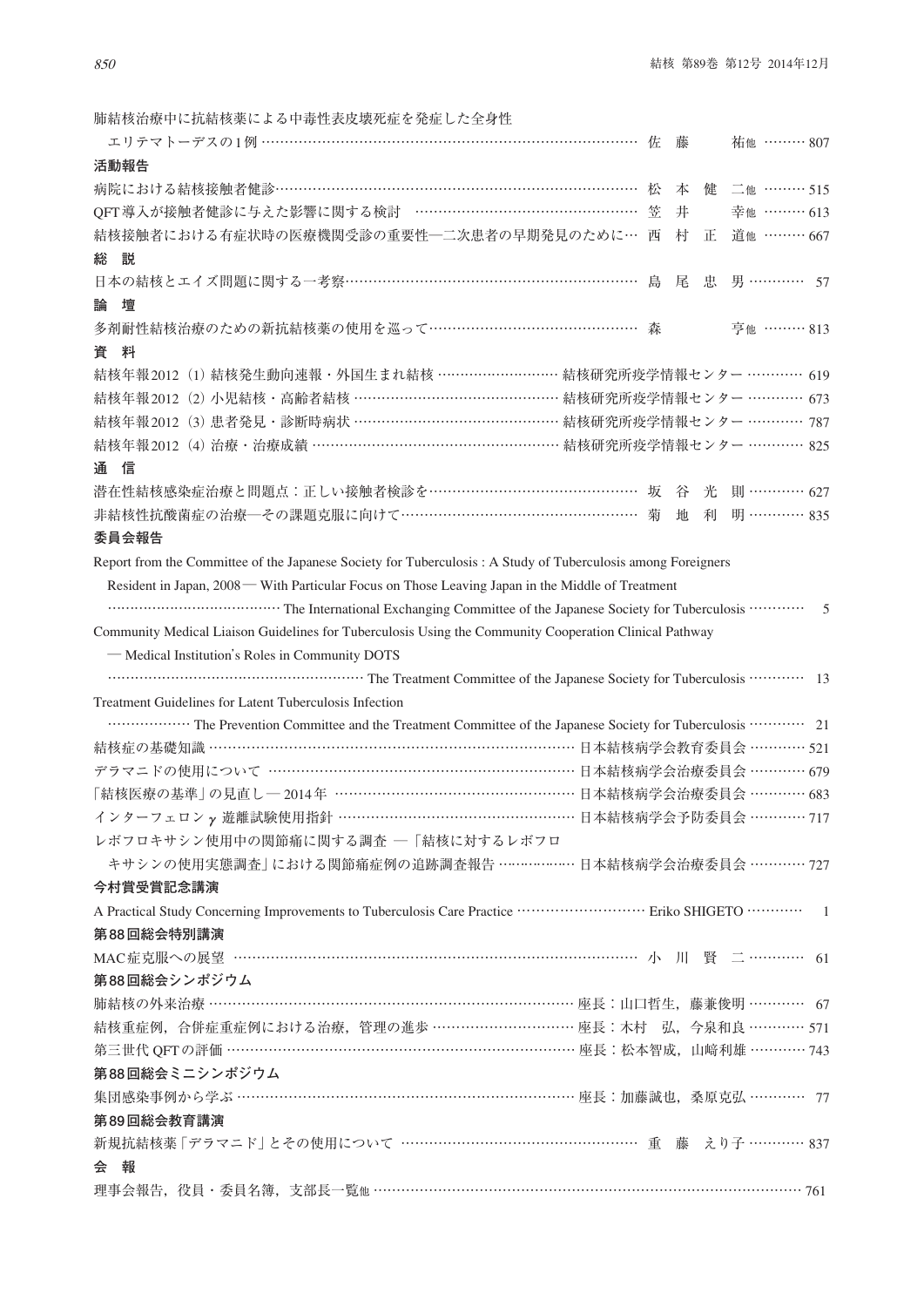肺結核治療中に抗結核薬による中毒性表皮壊死症を発症した全身性エリテマトーデスの1例 ……… 佐藤 祐他 ……… 807

**活動報告**

病院における結核接触者健診 ……… 松本健二他 ……… 515

QFT導入が接触者健診に与えた影響に関する検討 ……… 笠井 幸他 ……… 613

結核接触者における有症状時の医療機関受診の重要性―二次患者の早期発見のために ……… 西村正道他 ……… 667

**総　説**

日本の結核とエイズ問題に関する一考察 ……… 島尾忠男 ……… 57

**論　壇**

多剤耐性結核治療のための新抗結核薬の使用を巡って ……… 森 亨他 ……… 813

**資　料**

結核年報2012 (1) 結核発生動向速報・外国生まれ結核 ……… 結核研究所疫学情報センター ……… 619

結核年報2012 (2) 小児結核・高齢者結核 ……… 結核研究所疫学情報センター ……… 673

結核年報2012 (3) 患者発見・診断時病状 ……… 結核研究所疫学情報センター ……… 787

結核年報2012 (4) 治療・治療成績 ……… 結核研究所疫学情報センター ……… 825

**通　信**

潜在性結核感染症治療と問題点：正しい接触者検診を ……… 坂谷光則 ……… 627

非結核性抗酸菌症の治療―その課題克服に向けて ……… 菊地利明 ……… 835

**委員会報告**

Report from the Committee of the Japanese Society for Tuberculosis : A Study of Tuberculosis among Foreigners Resident in Japan, 2008 ― With Particular Focus on Those Leaving Japan in the Middle of Treatment ……… The International Exchanging Committee of the Japanese Society for Tuberculosis ……… 5

Community Medical Liaison Guidelines for Tuberculosis Using the Community Cooperation Clinical Pathway ― Medical Institution's Roles in Community DOTS ……… The Treatment Committee of the Japanese Society for Tuberculosis ……… 13

Treatment Guidelines for Latent Tuberculosis Infection ……… The Prevention Committee and the Treatment Committee of the Japanese Society for Tuberculosis ……… 21

結核症の基礎知識 ……… 日本結核病学会教育委員会 ……… 521

デラマニドの使用について ……… 日本結核病学会治療委員会 ……… 679

「結核医療の基準」の見直し―2014年 ……… 日本結核病学会治療委員会 ……… 683

インターフェロンγ遊離試験使用指針 ……… 日本結核病学会予防委員会 ……… 717

レボフロキサシン使用中の関節痛に関する調査 ―「結核に対するレボフロキサシンの使用実態調査」における関節痛症例の追跡調査報告 ……… 日本結核病学会治療委員会 ……… 727

**今村賞受賞記念講演**

A Practical Study Concerning Improvements to Tuberculosis Care Practice ……… Eriko SHIGETO ……… 1

**第88回総会特別講演**

MAC症克服への展望 ……… 小川賢二 ……… 61

**第88回総会シンポジウム**

肺結核の外来治療 ……… 座長：山口哲生，藤兼俊明 ……… 67

結核重症例，合併症重症例における治療，管理の進歩 ……… 座長：木村 弘，今泉和良 ……… 571

第三世代QFTの評価 ……… 座長：松本智成，山崎利雄 ……… 743

**第88回総会ミニシンポジウム**

集団感染事例から学ぶ ……… 座長：加藤誠也，桑原克弘 ……… 77

**第89回総会教育講演**

新規抗結核薬「デラマニド」とその使用について ……… 重藤えり子 ……… 837

**会　報**

理事会報告，役員・委員名簿，支部長一覧他 ……… 761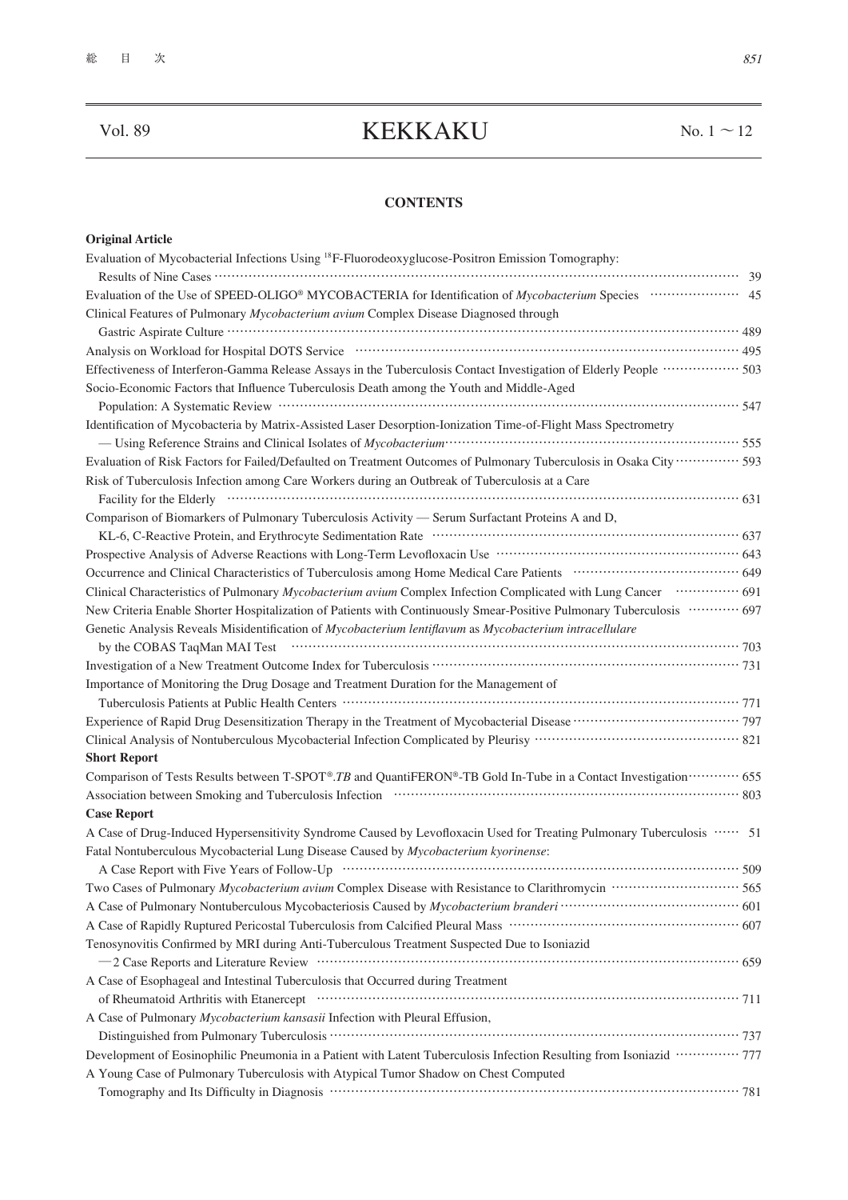# Vol. 89 KEKKAKU No. 1 ～ 12

## CONTENTS

**Original Article**

Evaluation of Mycobacterial Infections Using [18]F-Fluorodeoxyglucose-Positron Emission Tomography: Results of Nine Cases ··· 39

Evaluation of the Use of SPEED-OLIGO® MYCOBACTERIA for Identification of *Mycobacterium* Species ··· 45

Clinical Features of Pulmonary *Mycobacterium avium* Complex Disease Diagnosed through Gastric Aspirate Culture ··· 489

Analysis on Workload for Hospital DOTS Service ··· 495

Effectiveness of Interferon-Gamma Release Assays in the Tuberculosis Contact Investigation of Elderly People ··· 503

Socio-Economic Factors that Influence Tuberculosis Death among the Youth and Middle-Aged Population: A Systematic Review ··· 547

Identification of Mycobacteria by Matrix-Assisted Laser Desorption-Ionization Time-of-Flight Mass Spectrometry — Using Reference Strains and Clinical Isolates of *Mycobacterium* ··· 555

Evaluation of Risk Factors for Failed/Defaulted on Treatment Outcomes of Pulmonary Tuberculosis in Osaka City ··· 593

Risk of Tuberculosis Infection among Care Workers during an Outbreak of Tuberculosis at a Care Facility for the Elderly ··· 631

Comparison of Biomarkers of Pulmonary Tuberculosis Activity — Serum Surfactant Proteins A and D, KL-6, C-Reactive Protein, and Erythrocyte Sedimentation Rate ··· 637

Prospective Analysis of Adverse Reactions with Long-Term Levofloxacin Use ··· 643

Occurrence and Clinical Characteristics of Tuberculosis among Home Medical Care Patients ··· 649

Clinical Characteristics of Pulmonary *Mycobacterium avium* Complex Infection Complicated with Lung Cancer ··· 691

New Criteria Enable Shorter Hospitalization of Patients with Continuously Smear-Positive Pulmonary Tuberculosis ··· 697

Genetic Analysis Reveals Misidentification of *Mycobacterium lentiflavum* as *Mycobacterium intracellulare* by the COBAS TaqMan MAI Test ··· 703

Investigation of a New Treatment Outcome Index for Tuberculosis ··· 731

Importance of Monitoring the Drug Dosage and Treatment Duration for the Management of Tuberculosis Patients at Public Health Centers ··· 771

Experience of Rapid Drug Desensitization Therapy in the Treatment of Mycobacterial Disease ··· 797

Clinical Analysis of Nontuberculous Mycobacterial Infection Complicated by Pleurisy ··· 821

**Short Report**

Comparison of Tests Results between T-SPOT®.*TB* and QuantiFERON®-TB Gold In-Tube in a Contact Investigation ··· 655

Association between Smoking and Tuberculosis Infection ··· 803

**Case Report**

A Case of Drug-Induced Hypersensitivity Syndrome Caused by Levofloxacin Used for Treating Pulmonary Tuberculosis ··· 51

Fatal Nontuberculous Mycobacterial Lung Disease Caused by *Mycobacterium kyorinense*: A Case Report with Five Years of Follow-Up ··· 509

Two Cases of Pulmonary *Mycobacterium avium* Complex Disease with Resistance to Clarithromycin ··· 565

A Case of Pulmonary Nontuberculous Mycobacteriosis Caused by *Mycobacterium branderi* ··· 601

A Case of Rapidly Ruptured Pericostal Tuberculosis from Calcified Pleural Mass ··· 607

Tenosynovitis Confirmed by MRI during Anti-Tuberculous Treatment Suspected Due to Isoniazid —2 Case Reports and Literature Review ··· 659

A Case of Esophageal and Intestinal Tuberculosis that Occurred during Treatment of Rheumatoid Arthritis with Etanercept ··· 711

A Case of Pulmonary *Mycobacterium kansasii* Infection with Pleural Effusion, Distinguished from Pulmonary Tuberculosis ··· 737

Development of Eosinophilic Pneumonia in a Patient with Latent Tuberculosis Infection Resulting from Isoniazid ··· 777

A Young Case of Pulmonary Tuberculosis with Atypical Tumor Shadow on Chest Computed Tomography and Its Difficulty in Diagnosis ··· 781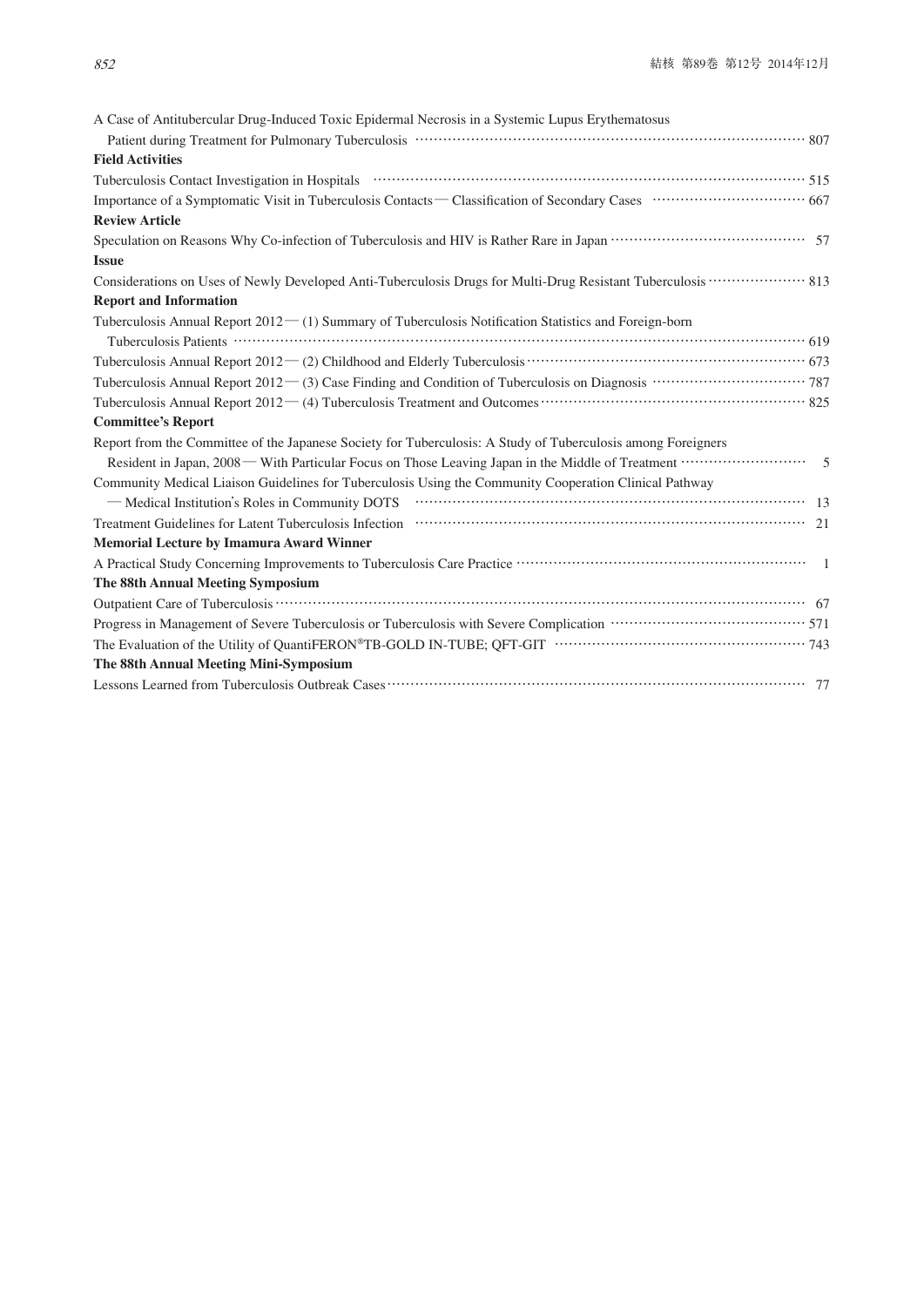A Case of Antitubercular Drug-Induced Toxic Epidermal Necrosis in a Systemic Lupus Erythematosus Patient during Treatment for Pulmonary Tuberculosis ………… 807

**Field Activities**

Tuberculosis Contact Investigation in Hospitals ………… 515

Importance of a Symptomatic Visit in Tuberculosis Contacts — Classification of Secondary Cases ………… 667

**Review Article**

Speculation on Reasons Why Co-infection of Tuberculosis and HIV is Rather Rare in Japan ………… 57

**Issue**

Considerations on Uses of Newly Developed Anti-Tuberculosis Drugs for Multi-Drug Resistant Tuberculosis ………… 813

**Report and Information**

Tuberculosis Annual Report 2012 — (1) Summary of Tuberculosis Notification Statistics and Foreign-born Tuberculosis Patients ………… 619

Tuberculosis Annual Report 2012 — (2) Childhood and Elderly Tuberculosis ………… 673

Tuberculosis Annual Report 2012 — (3) Case Finding and Condition of Tuberculosis on Diagnosis ………… 787

Tuberculosis Annual Report 2012 — (4) Tuberculosis Treatment and Outcomes ………… 825

**Committee's Report**

Report from the Committee of the Japanese Society for Tuberculosis: A Study of Tuberculosis among Foreigners Resident in Japan, 2008 — With Particular Focus on Those Leaving Japan in the Middle of Treatment ………… 5

Community Medical Liaison Guidelines for Tuberculosis Using the Community Cooperation Clinical Pathway — Medical Institution's Roles in Community DOTS ………… 13

Treatment Guidelines for Latent Tuberculosis Infection ………… 21

**Memorial Lecture by Imamura Award Winner**

A Practical Study Concerning Improvements to Tuberculosis Care Practice ………… 1

**The 88th Annual Meeting Symposium**

Outpatient Care of Tuberculosis ………… 67

Progress in Management of Severe Tuberculosis or Tuberculosis with Severe Complication ………… 571

The Evaluation of the Utility of QuantiFERON®TB-GOLD IN-TUBE; QFT-GIT ………… 743

**The 88th Annual Meeting Mini-Symposium**

Lessons Learned from Tuberculosis Outbreak Cases ………… 77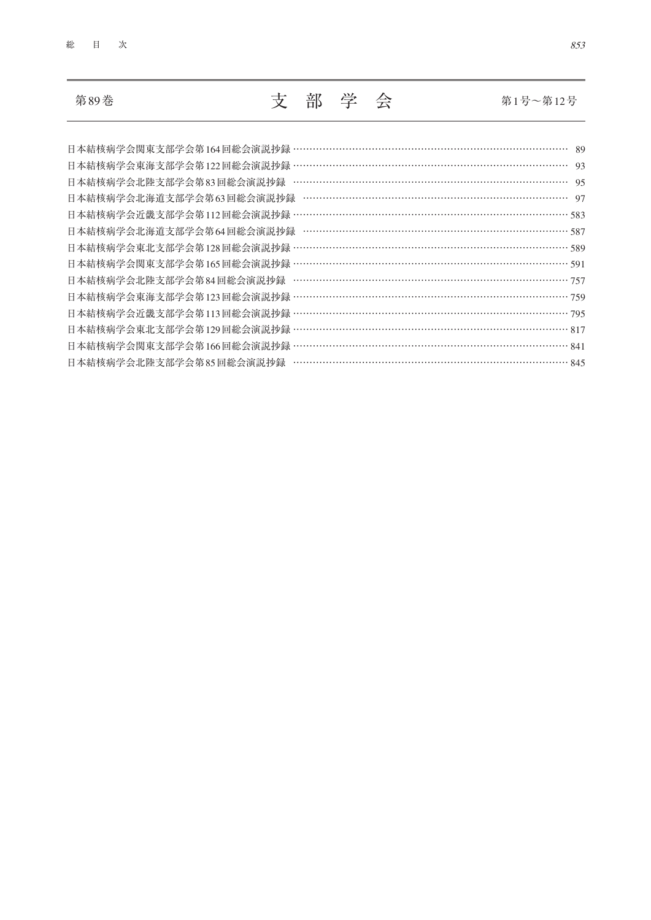第89巻　**支部学会**　第1号～第12号

日本結核病学会関東支部学会第164回総会演説抄録 ……… 89
日本結核病学会東海支部学会第122回総会演説抄録 ……… 93
日本結核病学会北陸支部学会第83回総会演説抄録 ……… 95
日本結核病学会北海道支部学会第63回総会演説抄録 ……… 97
日本結核病学会近畿支部学会第112回総会演説抄録 ……… 583
日本結核病学会北海道支部学会第64回総会演説抄録 ……… 587
日本結核病学会東北支部学会第128回総会演説抄録 ……… 589
日本結核病学会関東支部学会第165回総会演説抄録 ……… 591
日本結核病学会北陸支部学会第84回総会演説抄録 ……… 757
日本結核病学会東海支部学会第123回総会演説抄録 ……… 759
日本結核病学会近畿支部学会第113回総会演説抄録 ……… 795
日本結核病学会東北支部学会第129回総会演説抄録 ……… 817
日本結核病学会関東支部学会第166回総会演説抄録 ……… 841
日本結核病学会北陸支部学会第85回総会演説抄録 ……… 845